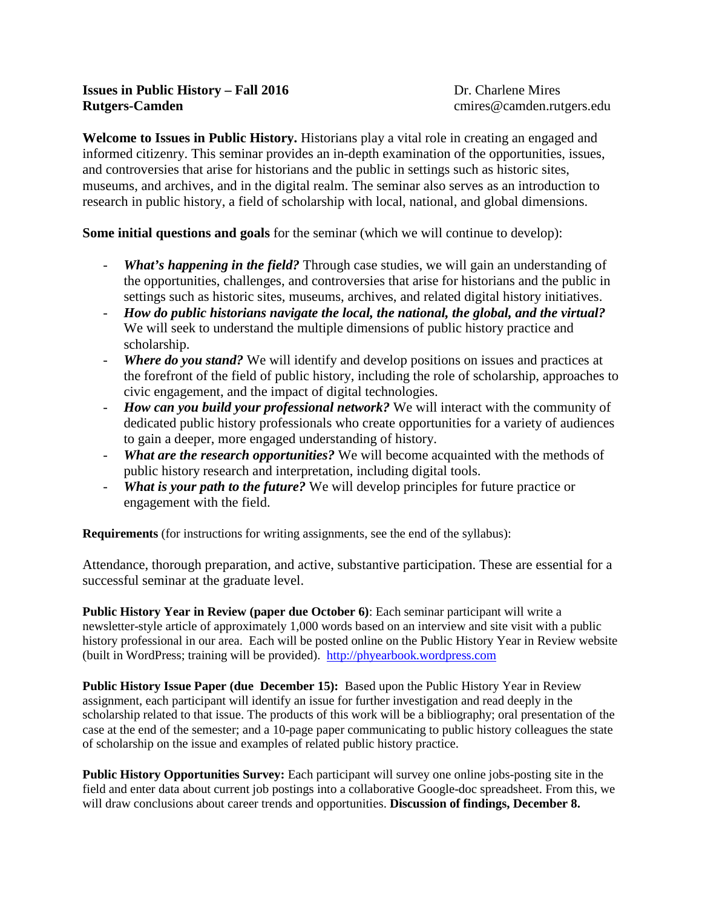**Issues in Public History – Fall 2016**
**Rutgers-Camden**

Dr. Charlene Mires
cmires@camden.rutgers.edu

**Welcome to Issues in Public History.** Historians play a vital role in creating an engaged and informed citizenry. This seminar provides an in-depth examination of the opportunities, issues, and controversies that arise for historians and the public in settings such as historic sites, museums, and archives, and in the digital realm. The seminar also serves as an introduction to research in public history, a field of scholarship with local, national, and global dimensions.

**Some initial questions and goals** for the seminar (which we will continue to develop):

- ***What's happening in the field?*** Through case studies, we will gain an understanding of the opportunities, challenges, and controversies that arise for historians and the public in settings such as historic sites, museums, archives, and related digital history initiatives.
- ***How do public historians navigate the local, the national, the global, and the virtual?*** We will seek to understand the multiple dimensions of public history practice and scholarship.
- ***Where do you stand?*** We will identify and develop positions on issues and practices at the forefront of the field of public history, including the role of scholarship, approaches to civic engagement, and the impact of digital technologies.
- ***How can you build your professional network?*** We will interact with the community of dedicated public history professionals who create opportunities for a variety of audiences to gain a deeper, more engaged understanding of history.
- ***What are the research opportunities?*** We will become acquainted with the methods of public history research and interpretation, including digital tools.
- ***What is your path to the future?*** We will develop principles for future practice or engagement with the field.

**Requirements** (for instructions for writing assignments, see the end of the syllabus):

Attendance, thorough preparation, and active, substantive participation. These are essential for a successful seminar at the graduate level.

**Public History Year in Review (paper due October 6)**: Each seminar participant will write a newsletter-style article of approximately 1,000 words based on an interview and site visit with a public history professional in our area. Each will be posted online on the Public History Year in Review website (built in WordPress; training will be provided). http://phyearbook.wordpress.com

**Public History Issue Paper (due December 15):** Based upon the Public History Year in Review assignment, each participant will identify an issue for further investigation and read deeply in the scholarship related to that issue. The products of this work will be a bibliography; oral presentation of the case at the end of the semester; and a 10-page paper communicating to public history colleagues the state of scholarship on the issue and examples of related public history practice.

**Public History Opportunities Survey:** Each participant will survey one online jobs-posting site in the field and enter data about current job postings into a collaborative Google-doc spreadsheet. From this, we will draw conclusions about career trends and opportunities. **Discussion of findings, December 8.**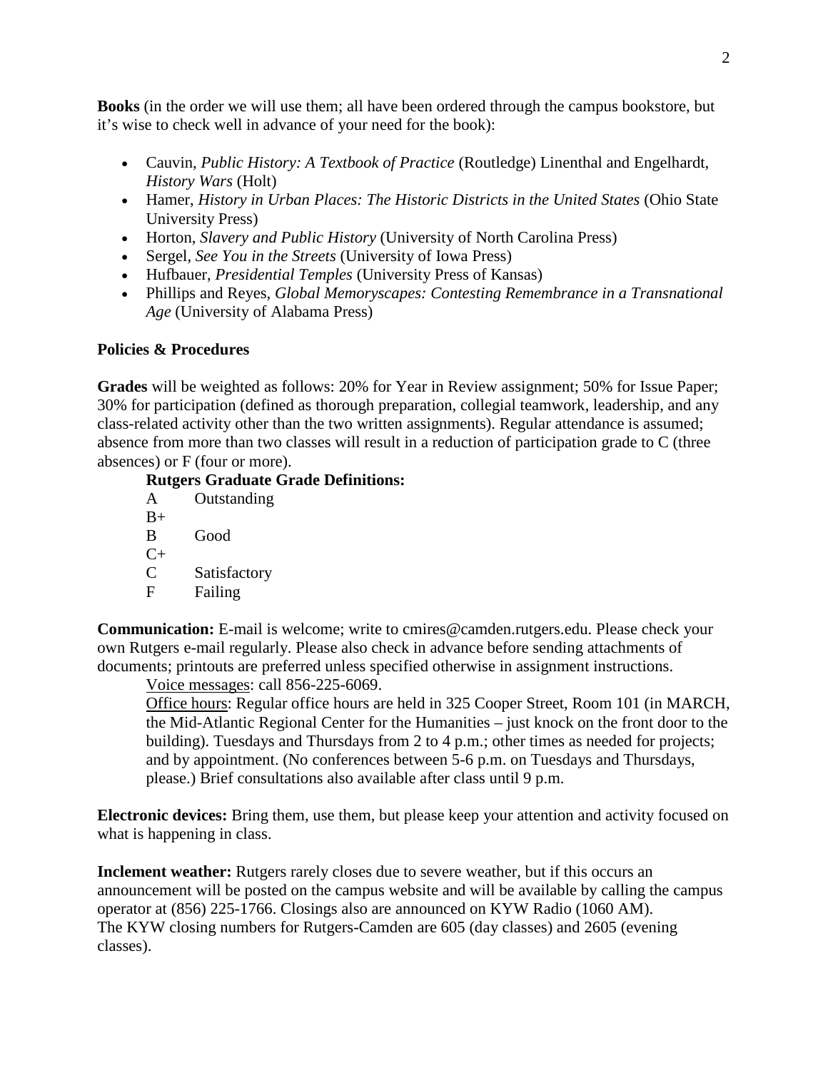**Books** (in the order we will use them; all have been ordered through the campus bookstore, but it's wise to check well in advance of your need for the book):

- Cauvin, *Public History: A Textbook of Practice* (Routledge) Linenthal and Engelhardt, *History Wars* (Holt)
- Hamer, *History in Urban Places: The Historic Districts in the United States* (Ohio State University Press)
- Horton, *Slavery and Public History* (University of North Carolina Press)
- Sergel, *See You in the Streets* (University of Iowa Press)
- Hufbauer, *Presidential Temples* (University Press of Kansas)
- Phillips and Reyes, *Global Memoryscapes: Contesting Remembrance in a Transnational Age* (University of Alabama Press)

**Policies & Procedures**

**Grades** will be weighted as follows: 20% for Year in Review assignment; 50% for Issue Paper; 30% for participation (defined as thorough preparation, collegial teamwork, leadership, and any class-related activity other than the two written assignments). Regular attendance is assumed; absence from more than two classes will result in a reduction of participation grade to C (three absences) or F (four or more).

**Rutgers Graduate Grade Definitions:**

A Outstanding
B+
B Good
C+
C Satisfactory
F Failing

**Communication:** E-mail is welcome; write to cmires@camden.rutgers.edu. Please check your own Rutgers e-mail regularly. Please also check in advance before sending attachments of documents; printouts are preferred unless specified otherwise in assignment instructions.

Voice messages: call 856-225-6069.

Office hours: Regular office hours are held in 325 Cooper Street, Room 101 (in MARCH, the Mid-Atlantic Regional Center for the Humanities – just knock on the front door to the building). Tuesdays and Thursdays from 2 to 4 p.m.; other times as needed for projects; and by appointment. (No conferences between 5-6 p.m. on Tuesdays and Thursdays, please.) Brief consultations also available after class until 9 p.m.

**Electronic devices:** Bring them, use them, but please keep your attention and activity focused on what is happening in class.

**Inclement weather:** Rutgers rarely closes due to severe weather, but if this occurs an announcement will be posted on the campus website and will be available by calling the campus operator at (856) 225-1766. Closings also are announced on KYW Radio (1060 AM). The KYW closing numbers for Rutgers-Camden are 605 (day classes) and 2605 (evening classes).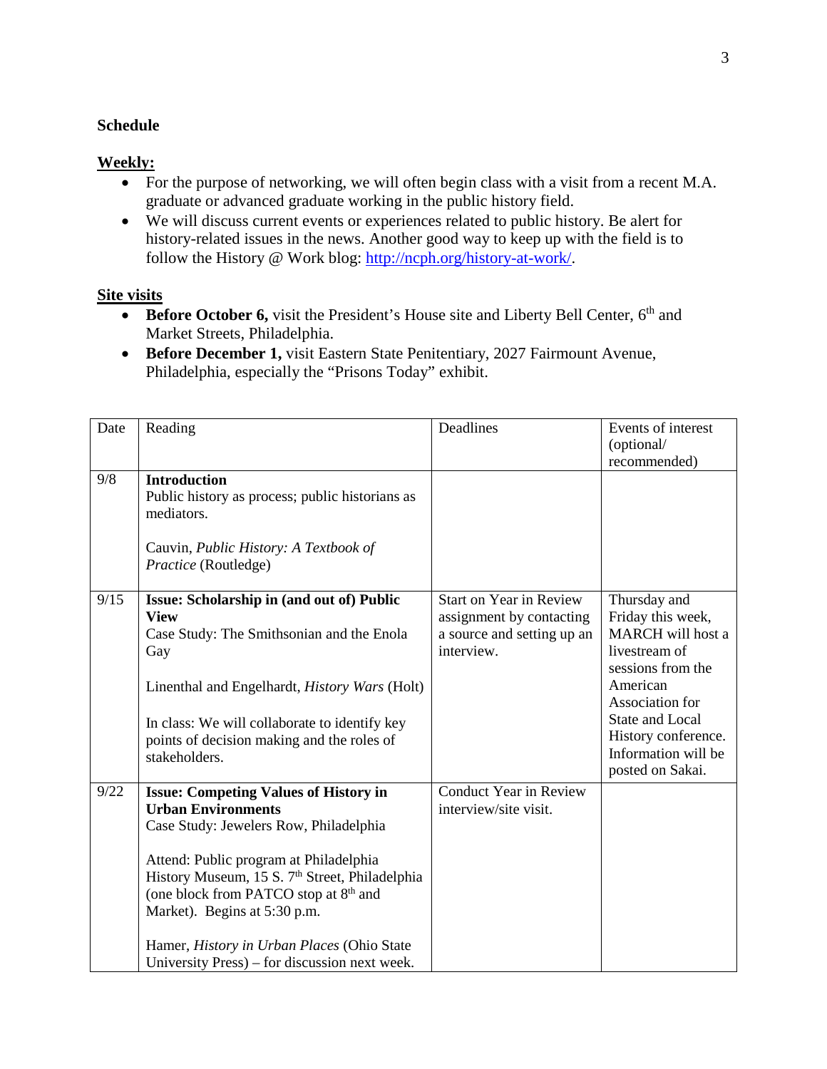**Schedule**

**Weekly:**

- For the purpose of networking, we will often begin class with a visit from a recent M.A. graduate or advanced graduate working in the public history field.
- We will discuss current events or experiences related to public history. Be alert for history-related issues in the news. Another good way to keep up with the field is to follow the History @ Work blog: http://ncph.org/history-at-work/.

**Site visits**

- **Before October 6,** visit the President's House site and Liberty Bell Center, 6th and Market Streets, Philadelphia.
- **Before December 1,** visit Eastern State Penitentiary, 2027 Fairmount Avenue, Philadelphia, especially the "Prisons Today" exhibit.

| Date | Reading | Deadlines | Events of interest (optional/ recommended) |
|---|---|---|---|
| 9/8 | **Introduction**<br>Public history as process; public historians as mediators.<br><br>Cauvin, *Public History: A Textbook of Practice* (Routledge) | | |
| 9/15 | **Issue: Scholarship in (and out of) Public View**<br>Case Study: The Smithsonian and the Enola Gay<br><br>Linenthal and Engelhardt, *History Wars* (Holt)<br><br>In class: We will collaborate to identify key points of decision making and the roles of stakeholders. | Start on Year in Review assignment by contacting a source and setting up an interview. | Thursday and Friday this week, MARCH will host a livestream of sessions from the American Association for State and Local History conference. Information will be posted on Sakai. |
| 9/22 | **Issue: Competing Values of History in Urban Environments**<br>Case Study: Jewelers Row, Philadelphia<br><br>Attend: Public program at Philadelphia History Museum, 15 S. 7th Street, Philadelphia (one block from PATCO stop at 8th and Market). Begins at 5:30 p.m.<br><br>Hamer, *History in Urban Places* (Ohio State University Press) – for discussion next week. | Conduct Year in Review interview/site visit. | |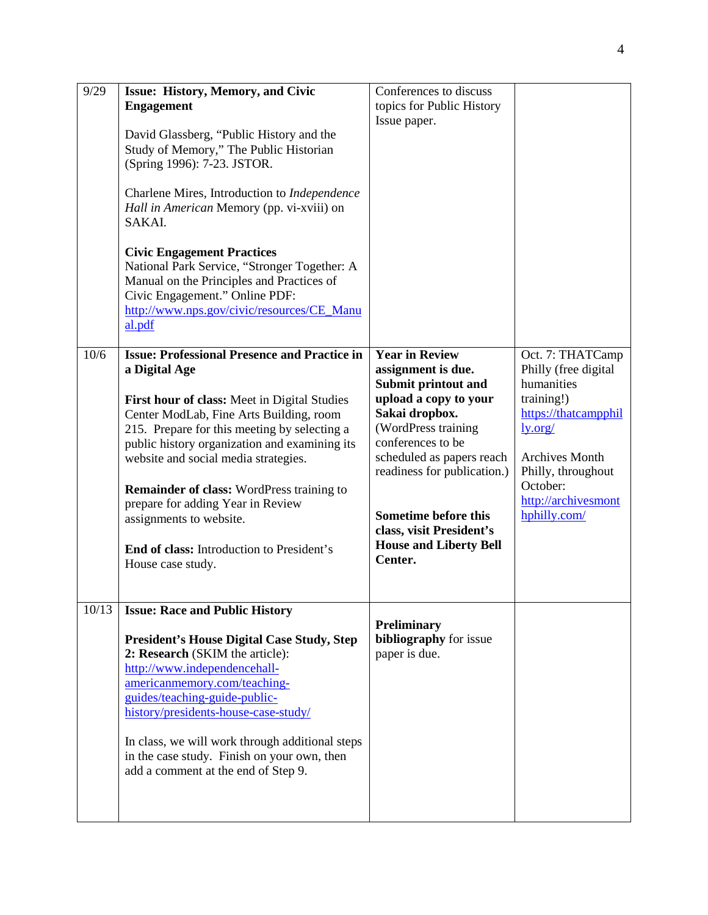| 9/29 | **Issue: History, Memory, and Civic Engagement**<br><br>David Glassberg, "Public History and the Study of Memory," The Public Historian (Spring 1996): 7-23. JSTOR.<br><br>Charlene Mires, Introduction to *Independence Hall in American* Memory (pp. vi-xviii) on SAKAI.<br><br>**Civic Engagement Practices**<br>National Park Service, "Stronger Together: A Manual on the Principles and Practices of Civic Engagement." Online PDF: http://www.nps.gov/civic/resources/CE_Manual.pdf | Conferences to discuss topics for Public History Issue paper. | |
|---|---|---|---|
| 10/6 | **Issue: Professional Presence and Practice in a Digital Age**<br><br>**First hour of class:** Meet in Digital Studies Center ModLab, Fine Arts Building, room 215. Prepare for this meeting by selecting a public history organization and examining its website and social media strategies.<br><br>**Remainder of class:** WordPress training to prepare for adding Year in Review assignments to website.<br><br>**End of class:** Introduction to President's House case study. | **Year in Review assignment is due. Submit printout and upload a copy to your Sakai dropbox.** (WordPress training conferences to be scheduled as papers reach readiness for publication.)<br><br>**Sometime before this class, visit President's House and Liberty Bell Center.** | Oct. 7: THATCamp Philly (free digital humanities training!) https://thatcampphilly.org/<br><br>Archives Month Philly, throughout October: http://archivesmonthphilly.com/ |
| 10/13 | **Issue: Race and Public History**<br><br>**President's House Digital Case Study, Step 2: Research** (SKIM the article): http://www.independencehall-americanmemory.com/teaching-guides/teaching-guide-public-history/presidents-house-case-study/<br><br>In class, we will work through additional steps in the case study. Finish on your own, then add a comment at the end of Step 9. | **Preliminary bibliography** for issue paper is due. | |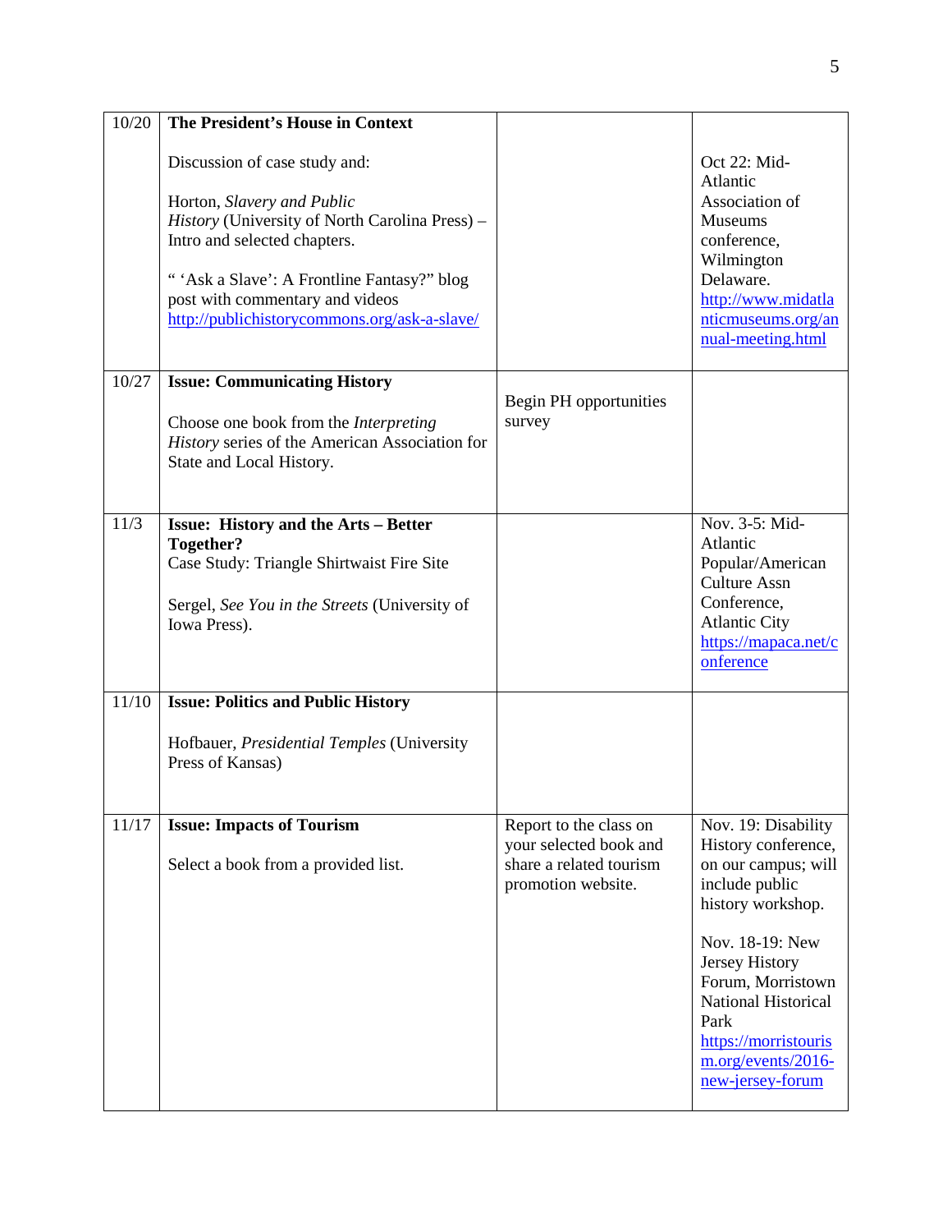| 10/20 | **The President's House in Context**<br><br>Discussion of case study and:<br><br>Horton, *Slavery and Public History* (University of North Carolina Press) – Intro and selected chapters.<br><br>" 'Ask a Slave': A Frontline Fantasy?" blog post with commentary and videos http://publichistorycommons.org/ask-a-slave/ | | Oct 22: Mid-Atlantic Association of Museums conference, Wilmington Delaware. http://www.midatlanticmuseums.org/annual-meeting.html |
|---|---|---|---|
| 10/27 | **Issue: Communicating History**<br><br>Choose one book from the *Interpreting History* series of the American Association for State and Local History. | Begin PH opportunities survey | |
| 11/3 | **Issue: History and the Arts – Better Together?**<br>Case Study: Triangle Shirtwaist Fire Site<br><br>Sergel, *See You in the Streets* (University of Iowa Press). | | Nov. 3-5: Mid-Atlantic Popular/American Culture Assn Conference, Atlantic City https://mapaca.net/conference |
| 11/10 | **Issue: Politics and Public History**<br><br>Hofbauer, *Presidential Temples* (University Press of Kansas) | | |
| 11/17 | **Issue: Impacts of Tourism**<br><br>Select a book from a provided list. | Report to the class on your selected book and share a related tourism promotion website. | Nov. 19: Disability History conference, on our campus; will include public history workshop.<br><br>Nov. 18-19: New Jersey History Forum, Morristown National Historical Park https://morristourism.org/events/2016-new-jersey-forum |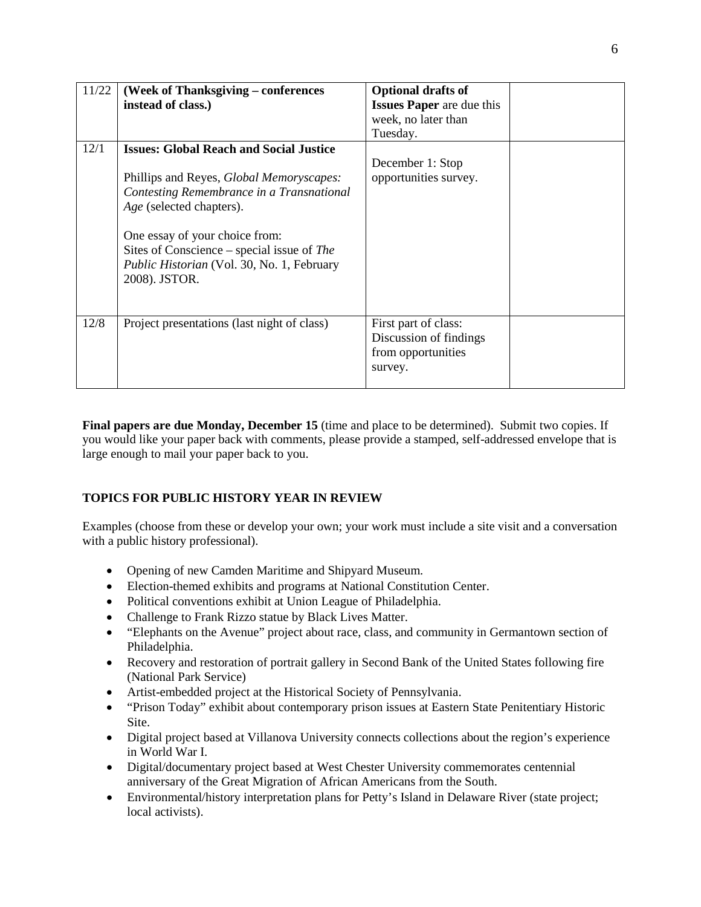| | | | |
|---|---|---|---|
| 11/22 | **(Week of Thanksgiving – conferences instead of class.)** | **Optional drafts of Issues Paper** are due this week, no later than Tuesday. | |
| 12/1 | **Issues: Global Reach and Social Justice**<br><br>Phillips and Reyes, *Global Memoryscapes: Contesting Remembrance in a Transnational Age* (selected chapters).<br><br>One essay of your choice from:<br>Sites of Conscience – special issue of *The Public Historian* (Vol. 30, No. 1, February 2008). JSTOR. | December 1: Stop opportunities survey. | |
| 12/8 | Project presentations (last night of class) | First part of class: Discussion of findings from opportunities survey. | |

**Final papers are due Monday, December 15** (time and place to be determined). Submit two copies. If you would like your paper back with comments, please provide a stamped, self-addressed envelope that is large enough to mail your paper back to you.

### TOPICS FOR PUBLIC HISTORY YEAR IN REVIEW

Examples (choose from these or develop your own; your work must include a site visit and a conversation with a public history professional).

- Opening of new Camden Maritime and Shipyard Museum.
- Election-themed exhibits and programs at National Constitution Center.
- Political conventions exhibit at Union League of Philadelphia.
- Challenge to Frank Rizzo statue by Black Lives Matter.
- "Elephants on the Avenue" project about race, class, and community in Germantown section of Philadelphia.
- Recovery and restoration of portrait gallery in Second Bank of the United States following fire (National Park Service)
- Artist-embedded project at the Historical Society of Pennsylvania.
- "Prison Today" exhibit about contemporary prison issues at Eastern State Penitentiary Historic Site.
- Digital project based at Villanova University connects collections about the region's experience in World War I.
- Digital/documentary project based at West Chester University commemorates centennial anniversary of the Great Migration of African Americans from the South.
- Environmental/history interpretation plans for Petty's Island in Delaware River (state project; local activists).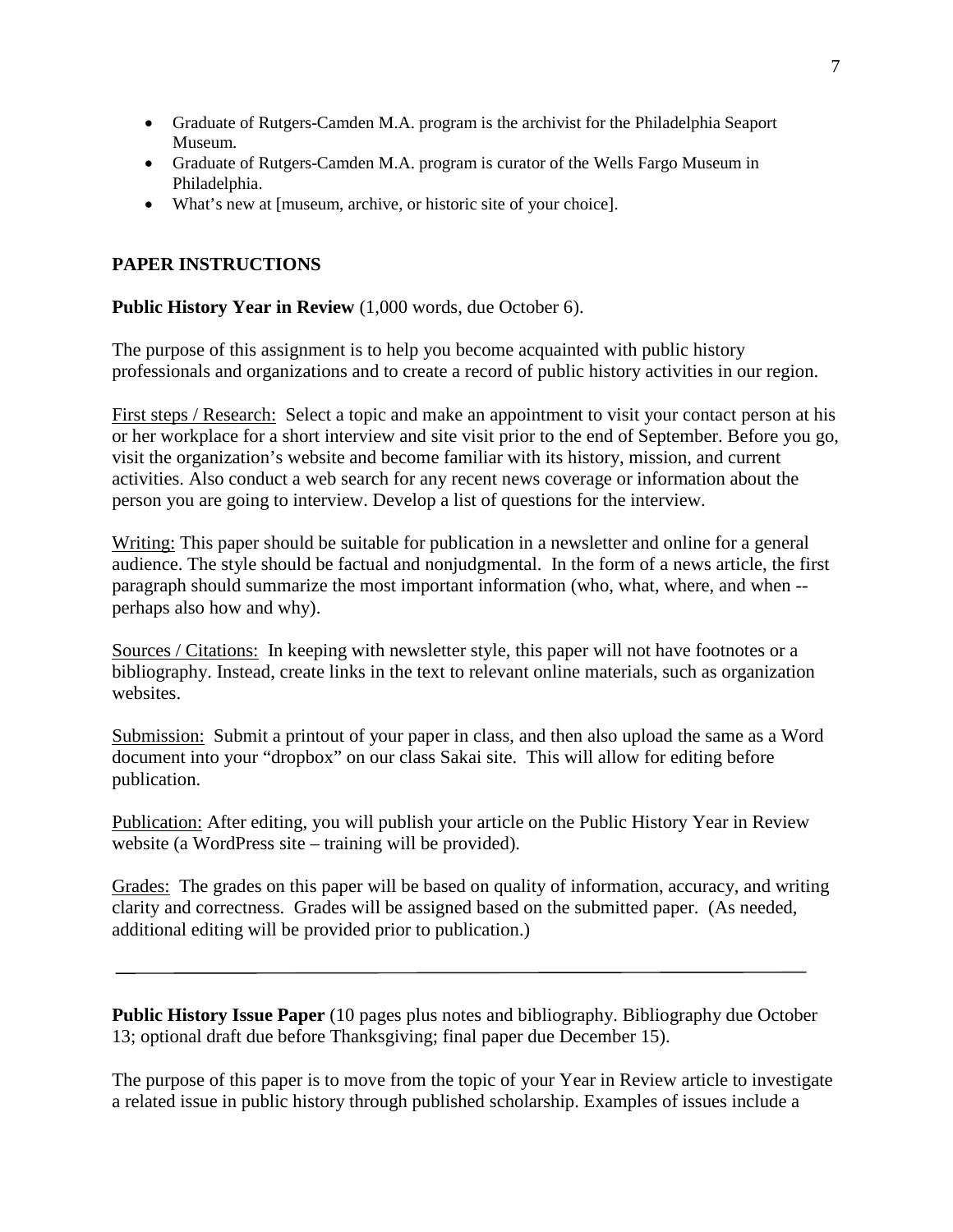- Graduate of Rutgers-Camden M.A. program is the archivist for the Philadelphia Seaport Museum.
- Graduate of Rutgers-Camden M.A. program is curator of the Wells Fargo Museum in Philadelphia.
- What's new at [museum, archive, or historic site of your choice].

## PAPER INSTRUCTIONS

**Public History Year in Review** (1,000 words, due October 6).

The purpose of this assignment is to help you become acquainted with public history professionals and organizations and to create a record of public history activities in our region.

<u>First steps / Research:</u> Select a topic and make an appointment to visit your contact person at his or her workplace for a short interview and site visit prior to the end of September. Before you go, visit the organization's website and become familiar with its history, mission, and current activities. Also conduct a web search for any recent news coverage or information about the person you are going to interview. Develop a list of questions for the interview.

<u>Writing:</u> This paper should be suitable for publication in a newsletter and online for a general audience. The style should be factual and nonjudgmental. In the form of a news article, the first paragraph should summarize the most important information (who, what, where, and when -- perhaps also how and why).

<u>Sources / Citations:</u> In keeping with newsletter style, this paper will not have footnotes or a bibliography. Instead, create links in the text to relevant online materials, such as organization websites.

<u>Submission:</u> Submit a printout of your paper in class, and then also upload the same as a Word document into your "dropbox" on our class Sakai site. This will allow for editing before publication.

<u>Publication:</u> After editing, you will publish your article on the Public History Year in Review website (a WordPress site – training will be provided).

<u>Grades:</u> The grades on this paper will be based on quality of information, accuracy, and writing clarity and correctness. Grades will be assigned based on the submitted paper. (As needed, additional editing will be provided prior to publication.)

---

**Public History Issue Paper** (10 pages plus notes and bibliography. Bibliography due October 13; optional draft due before Thanksgiving; final paper due December 15).

The purpose of this paper is to move from the topic of your Year in Review article to investigate a related issue in public history through published scholarship. Examples of issues include a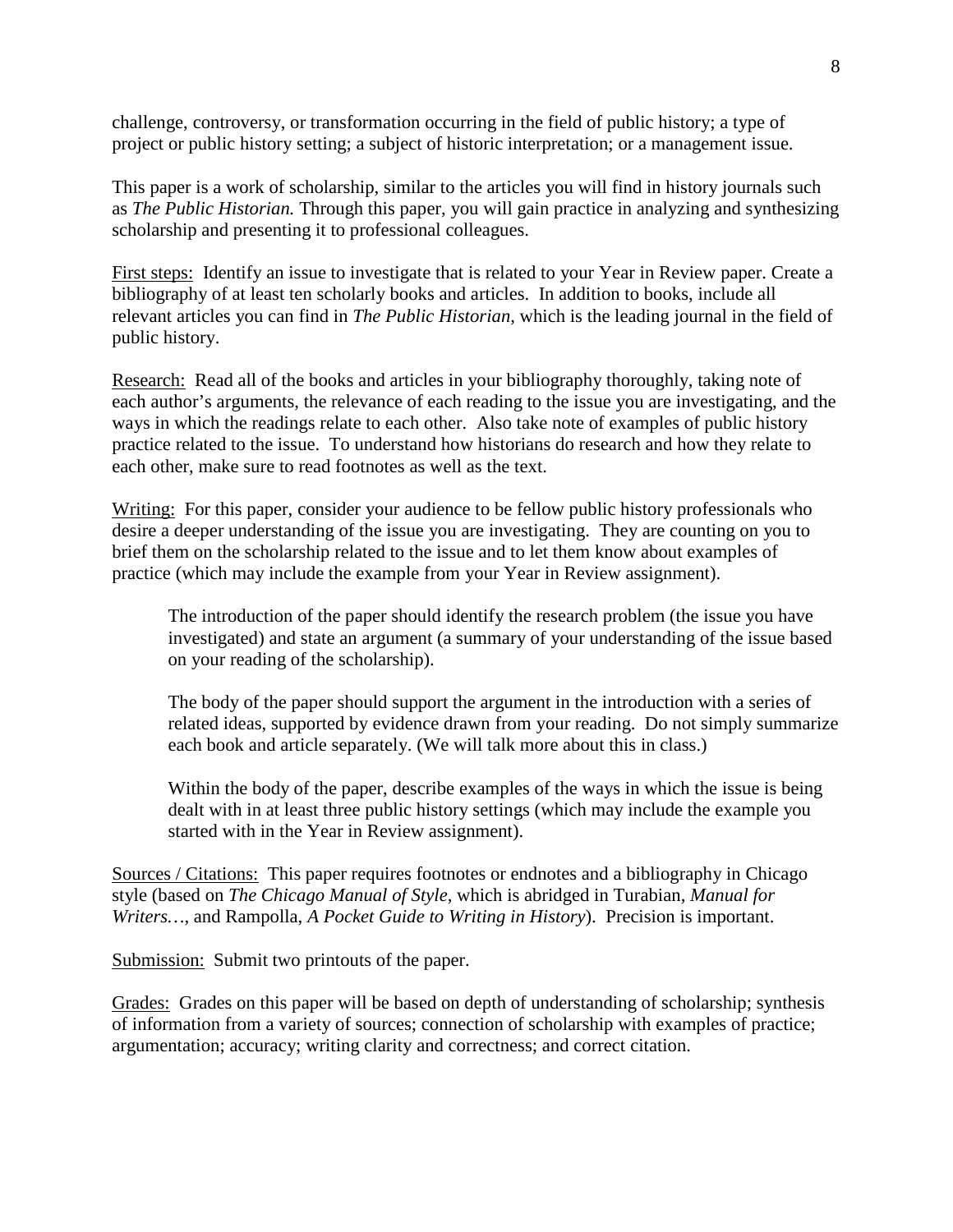challenge, controversy, or transformation occurring in the field of public history; a type of project or public history setting; a subject of historic interpretation; or a management issue.

This paper is a work of scholarship, similar to the articles you will find in history journals such as *The Public Historian.* Through this paper, you will gain practice in analyzing and synthesizing scholarship and presenting it to professional colleagues.

<u>First steps:</u> Identify an issue to investigate that is related to your Year in Review paper. Create a bibliography of at least ten scholarly books and articles. In addition to books, include all relevant articles you can find in *The Public Historian*, which is the leading journal in the field of public history.

<u>Research:</u> Read all of the books and articles in your bibliography thoroughly, taking note of each author's arguments, the relevance of each reading to the issue you are investigating, and the ways in which the readings relate to each other. Also take note of examples of public history practice related to the issue. To understand how historians do research and how they relate to each other, make sure to read footnotes as well as the text.

<u>Writing:</u> For this paper, consider your audience to be fellow public history professionals who desire a deeper understanding of the issue you are investigating. They are counting on you to brief them on the scholarship related to the issue and to let them know about examples of practice (which may include the example from your Year in Review assignment).

> The introduction of the paper should identify the research problem (the issue you have investigated) and state an argument (a summary of your understanding of the issue based on your reading of the scholarship).
>
> The body of the paper should support the argument in the introduction with a series of related ideas, supported by evidence drawn from your reading. Do not simply summarize each book and article separately. (We will talk more about this in class.)
>
> Within the body of the paper, describe examples of the ways in which the issue is being dealt with in at least three public history settings (which may include the example you started with in the Year in Review assignment).

<u>Sources / Citations:</u> This paper requires footnotes or endnotes and a bibliography in Chicago style (based on *The Chicago Manual of Style*, which is abridged in Turabian, *Manual for Writers…*, and Rampolla, *A Pocket Guide to Writing in History*). Precision is important.

<u>Submission:</u> Submit two printouts of the paper.

<u>Grades:</u> Grades on this paper will be based on depth of understanding of scholarship; synthesis of information from a variety of sources; connection of scholarship with examples of practice; argumentation; accuracy; writing clarity and correctness; and correct citation.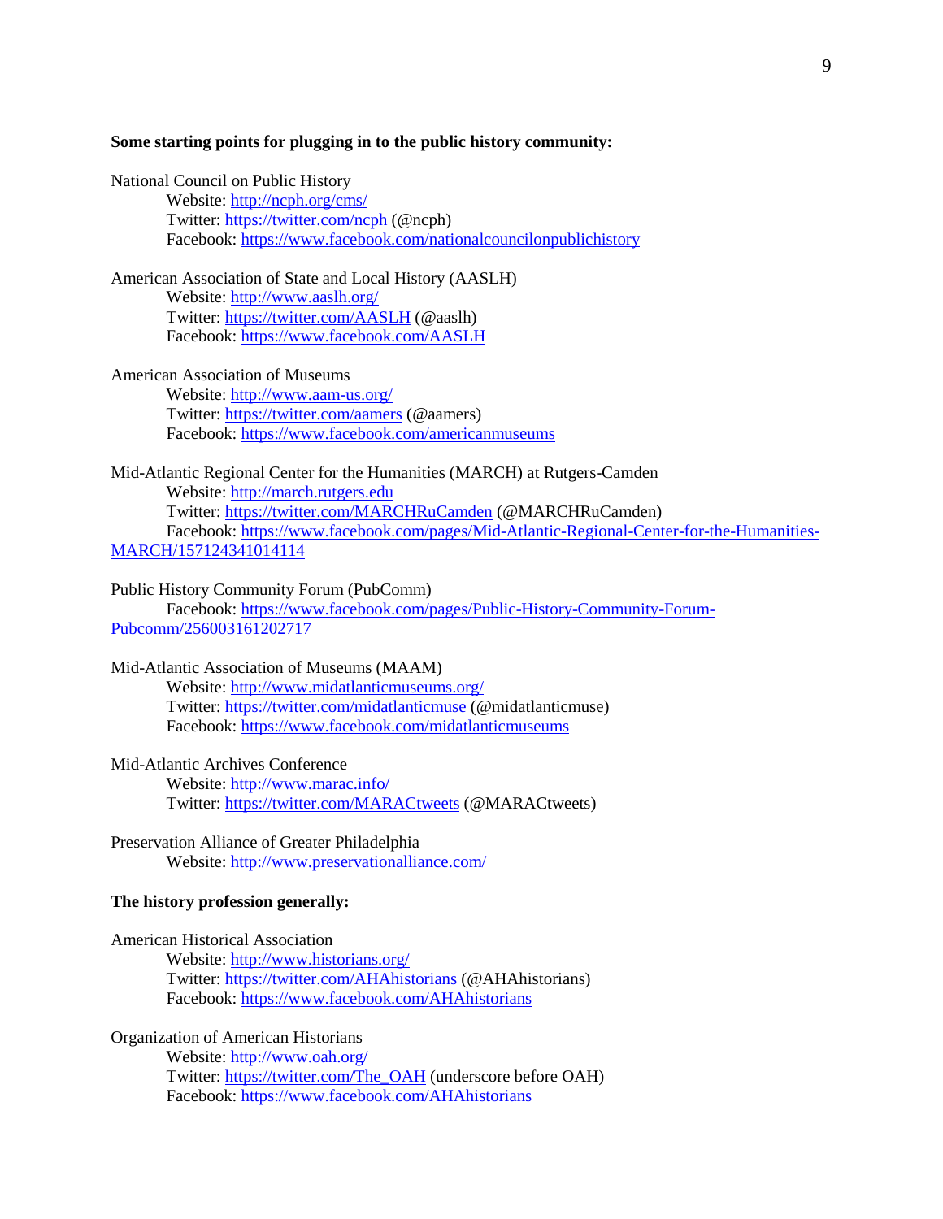**Some starting points for plugging in to the public history community:**

National Council on Public History
Website: http://ncph.org/cms/
Twitter: https://twitter.com/ncph (@ncph)
Facebook: https://www.facebook.com/nationalcouncilonpublichistory

American Association of State and Local History (AASLH)
Website: http://www.aaslh.org/
Twitter: https://twitter.com/AASLH (@aaslh)
Facebook: https://www.facebook.com/AASLH

American Association of Museums
Website: http://www.aam-us.org/
Twitter: https://twitter.com/aamers (@aamers)
Facebook: https://www.facebook.com/americanmuseums

Mid-Atlantic Regional Center for the Humanities (MARCH) at Rutgers-Camden
Website: http://march.rutgers.edu
Twitter: https://twitter.com/MARCHRuCamden (@MARCHRuCamden)
Facebook: https://www.facebook.com/pages/Mid-Atlantic-Regional-Center-for-the-Humanities-MARCH/157124341014114

Public History Community Forum (PubComm)
Facebook: https://www.facebook.com/pages/Public-History-Community-Forum-Pubcomm/256003161202717

Mid-Atlantic Association of Museums (MAAM)
Website: http://www.midatlanticmuseums.org/
Twitter: https://twitter.com/midatlanticmuse (@midatlanticmuse)
Facebook: https://www.facebook.com/midatlanticmuseums

Mid-Atlantic Archives Conference
Website: http://www.marac.info/
Twitter: https://twitter.com/MARACtweets (@MARACtweets)

Preservation Alliance of Greater Philadelphia
Website: http://www.preservationalliance.com/

**The history profession generally:**

American Historical Association
Website: http://www.historians.org/
Twitter: https://twitter.com/AHAhistorians (@AHAhistorians)
Facebook: https://www.facebook.com/AHAhistorians

Organization of American Historians
Website: http://www.oah.org/
Twitter: https://twitter.com/The_OAH (underscore before OAH)
Facebook: https://www.facebook.com/AHAhistorians